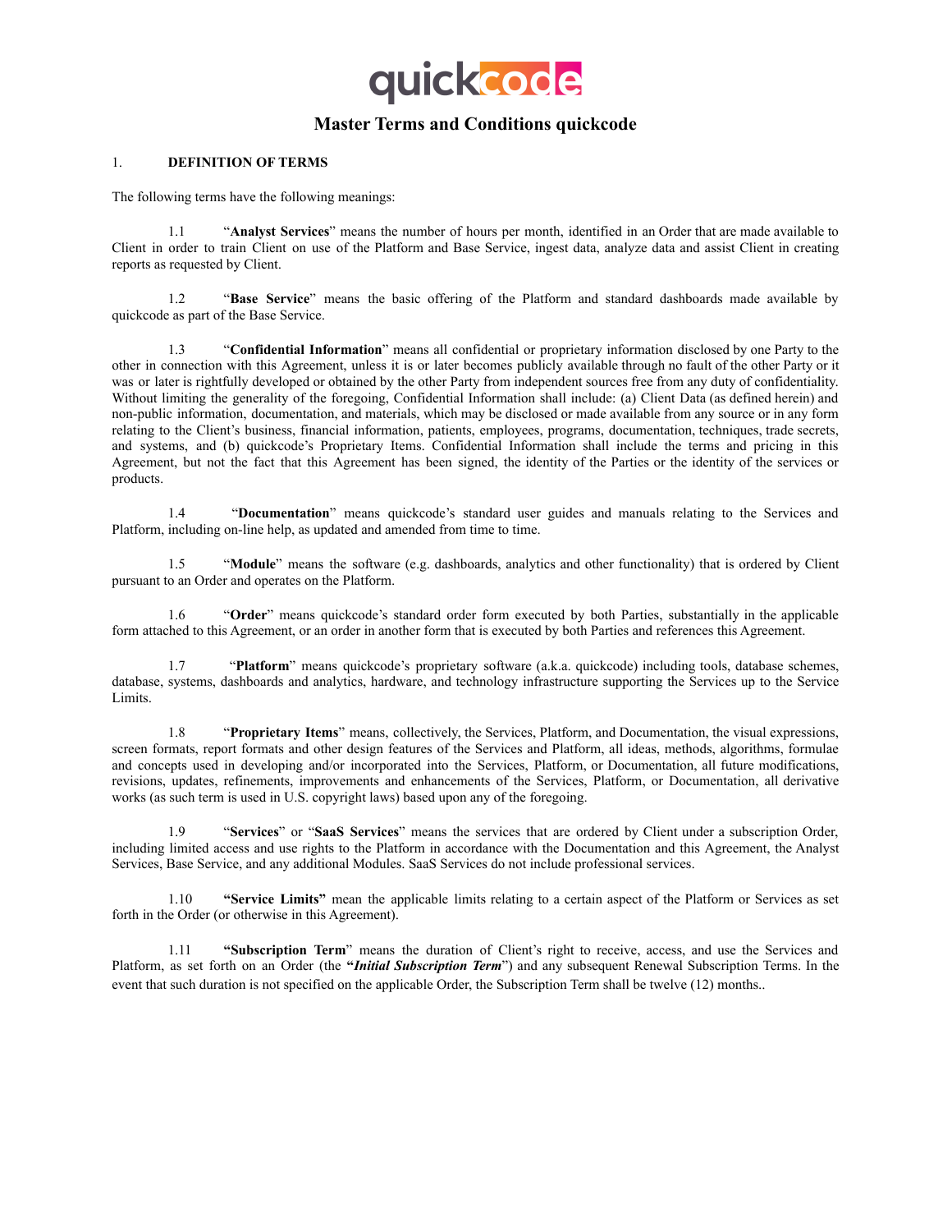# Master Terms and Conditions quickcode

## 1. DEFINITION OF TERMS

The following terms have the following meanings:

1.1 "**Analyst Services**" means the number of hours per month, identified in an Order that are made available to Client in order to train Client on use of the Platform and Base Service, ingest data, analyze data and assist Client in creating reports as requested by Client.

1.2 "**Base Service**" means the basic offering of the Platform and standard dashboards made available by quickcode as part of the Base Service.

1.3 "**Confidential Information**" means all confidential or proprietary information disclosed by one Party to the other in connection with this Agreement, unless it is or later becomes publicly available through no fault of the other Party or it was or later is rightfully developed or obtained by the other Party from independent sources free from any duty of confidentiality. Without limiting the generality of the foregoing, Confidential Information shall include: (a) Client Data (as defined herein) and non-public information, documentation, and materials, which may be disclosed or made available from any source or in any form relating to the Client's business, financial information, patients, employees, programs, documentation, techniques, trade secrets, and systems, and (b) quickcode's Proprietary Items. Confidential Information shall include the terms and pricing in this Agreement, but not the fact that this Agreement has been signed, the identity of the Parties or the identity of the services or products.

1.4 "**Documentation**" means quickcode's standard user guides and manuals relating to the Services and Platform, including on-line help, as updated and amended from time to time.

1.5 "**Module**" means the software (e.g. dashboards, analytics and other functionality) that is ordered by Client pursuant to an Order and operates on the Platform.

1.6 "**Order**" means quickcode's standard order form executed by both Parties, substantially in the applicable form attached to this Agreement, or an order in another form that is executed by both Parties and references this Agreement.

1.7 "**Platform**" means quickcode's proprietary software (a.k.a. quickcode) including tools, database schemes, database, systems, dashboards and analytics, hardware, and technology infrastructure supporting the Services up to the Service Limits.

1.8 "**Proprietary Items**" means, collectively, the Services, Platform, and Documentation, the visual expressions, screen formats, report formats and other design features of the Services and Platform, all ideas, methods, algorithms, formulae and concepts used in developing and/or incorporated into the Services, Platform, or Documentation, all future modifications, revisions, updates, refinements, improvements and enhancements of the Services, Platform, or Documentation, all derivative works (as such term is used in U.S. copyright laws) based upon any of the foregoing.

1.9 "**Services**" or "**SaaS Services**" means the services that are ordered by Client under a subscription Order, including limited access and use rights to the Platform in accordance with the Documentation and this Agreement, the Analyst Services, Base Service, and any additional Modules. SaaS Services do not include professional services.

1.10 **"Service Limits"** mean the applicable limits relating to a certain aspect of the Platform or Services as set forth in the Order (or otherwise in this Agreement).

1.11 **"Subscription Term**" means the duration of Client's right to receive, access, and use the Services and Platform, as set forth on an Order (the **"*Initial Subscription Term*"**) and any subsequent Renewal Subscription Terms. In the event that such duration is not specified on the applicable Order, the Subscription Term shall be twelve (12) months..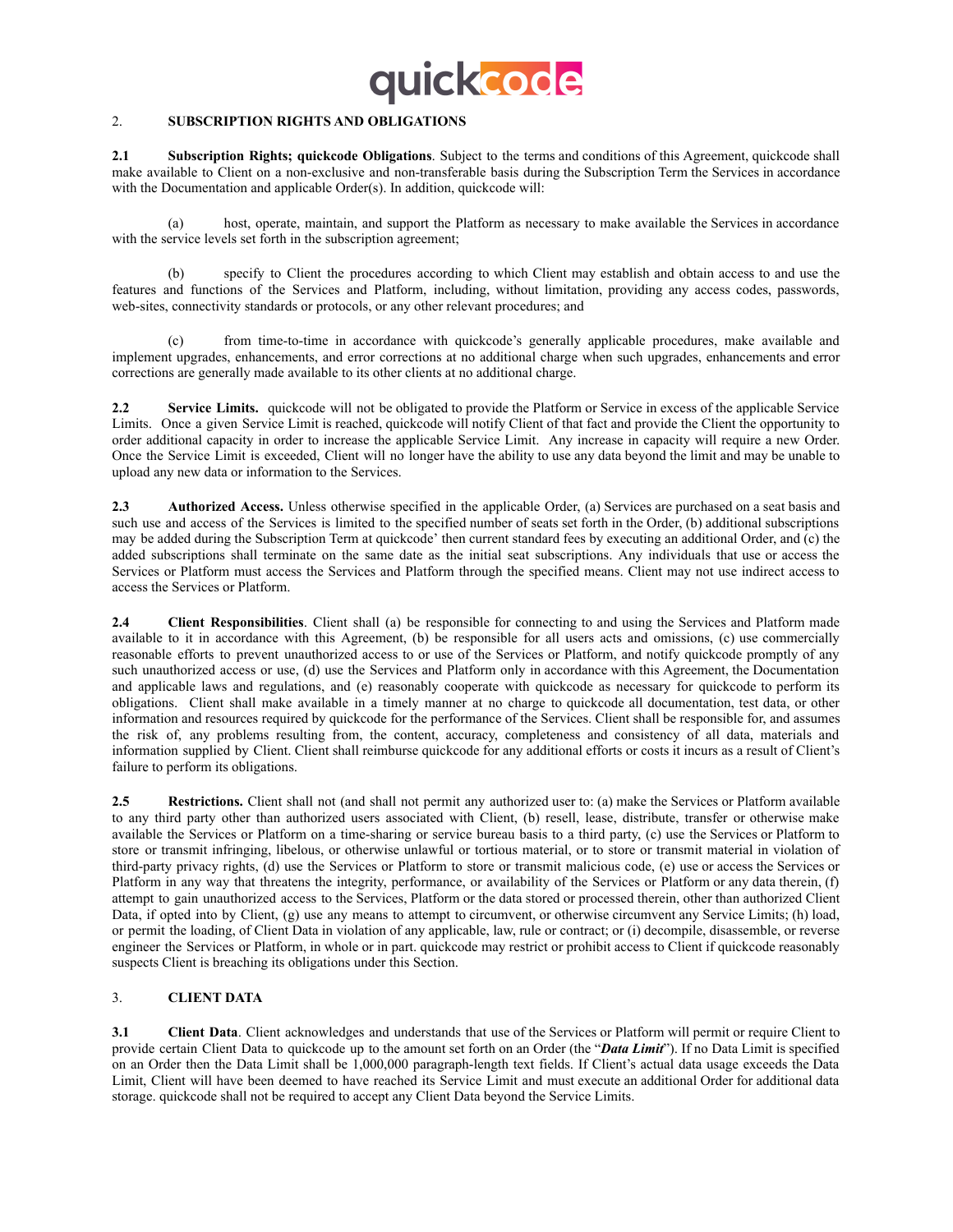## 2. SUBSCRIPTION RIGHTS AND OBLIGATIONS

**2.1 Subscription Rights; quickcode Obligations**. Subject to the terms and conditions of this Agreement, quickcode shall make available to Client on a non-exclusive and non-transferable basis during the Subscription Term the Services in accordance with the Documentation and applicable Order(s). In addition, quickcode will:

(a) host, operate, maintain, and support the Platform as necessary to make available the Services in accordance with the service levels set forth in the subscription agreement;

(b) specify to Client the procedures according to which Client may establish and obtain access to and use the features and functions of the Services and Platform, including, without limitation, providing any access codes, passwords, web-sites, connectivity standards or protocols, or any other relevant procedures; and

(c) from time-to-time in accordance with quickcode's generally applicable procedures, make available and implement upgrades, enhancements, and error corrections at no additional charge when such upgrades, enhancements and error corrections are generally made available to its other clients at no additional charge.

**2.2 Service Limits.** quickcode will not be obligated to provide the Platform or Service in excess of the applicable Service Limits. Once a given Service Limit is reached, quickcode will notify Client of that fact and provide the Client the opportunity to order additional capacity in order to increase the applicable Service Limit. Any increase in capacity will require a new Order. Once the Service Limit is exceeded, Client will no longer have the ability to use any data beyond the limit and may be unable to upload any new data or information to the Services.

**2.3 Authorized Access.** Unless otherwise specified in the applicable Order, (a) Services are purchased on a seat basis and such use and access of the Services is limited to the specified number of seats set forth in the Order, (b) additional subscriptions may be added during the Subscription Term at quickcode' then current standard fees by executing an additional Order, and (c) the added subscriptions shall terminate on the same date as the initial seat subscriptions. Any individuals that use or access the Services or Platform must access the Services and Platform through the specified means. Client may not use indirect access to access the Services or Platform.

**2.4 Client Responsibilities**. Client shall (a) be responsible for connecting to and using the Services and Platform made available to it in accordance with this Agreement, (b) be responsible for all users acts and omissions, (c) use commercially reasonable efforts to prevent unauthorized access to or use of the Services or Platform, and notify quickcode promptly of any such unauthorized access or use, (d) use the Services and Platform only in accordance with this Agreement, the Documentation and applicable laws and regulations, and (e) reasonably cooperate with quickcode as necessary for quickcode to perform its obligations. Client shall make available in a timely manner at no charge to quickcode all documentation, test data, or other information and resources required by quickcode for the performance of the Services. Client shall be responsible for, and assumes the risk of, any problems resulting from, the content, accuracy, completeness and consistency of all data, materials and information supplied by Client. Client shall reimburse quickcode for any additional efforts or costs it incurs as a result of Client's failure to perform its obligations.

**2.5 Restrictions.** Client shall not (and shall not permit any authorized user to: (a) make the Services or Platform available to any third party other than authorized users associated with Client, (b) resell, lease, distribute, transfer or otherwise make available the Services or Platform on a time-sharing or service bureau basis to a third party, (c) use the Services or Platform to store or transmit infringing, libelous, or otherwise unlawful or tortious material, or to store or transmit material in violation of third-party privacy rights, (d) use the Services or Platform to store or transmit malicious code, (e) use or access the Services or Platform in any way that threatens the integrity, performance, or availability of the Services or Platform or any data therein, (f) attempt to gain unauthorized access to the Services, Platform or the data stored or processed therein, other than authorized Client Data, if opted into by Client, (g) use any means to attempt to circumvent, or otherwise circumvent any Service Limits; (h) load, or permit the loading, of Client Data in violation of any applicable, law, rule or contract; or (i) decompile, disassemble, or reverse engineer the Services or Platform, in whole or in part. quickcode may restrict or prohibit access to Client if quickcode reasonably suspects Client is breaching its obligations under this Section.

## 3. CLIENT DATA

**3.1 Client Data**. Client acknowledges and understands that use of the Services or Platform will permit or require Client to provide certain Client Data to quickcode up to the amount set forth on an Order (the "***Data Limit***"). If no Data Limit is specified on an Order then the Data Limit shall be 1,000,000 paragraph-length text fields. If Client's actual data usage exceeds the Data Limit, Client will have been deemed to have reached its Service Limit and must execute an additional Order for additional data storage. quickcode shall not be required to accept any Client Data beyond the Service Limits.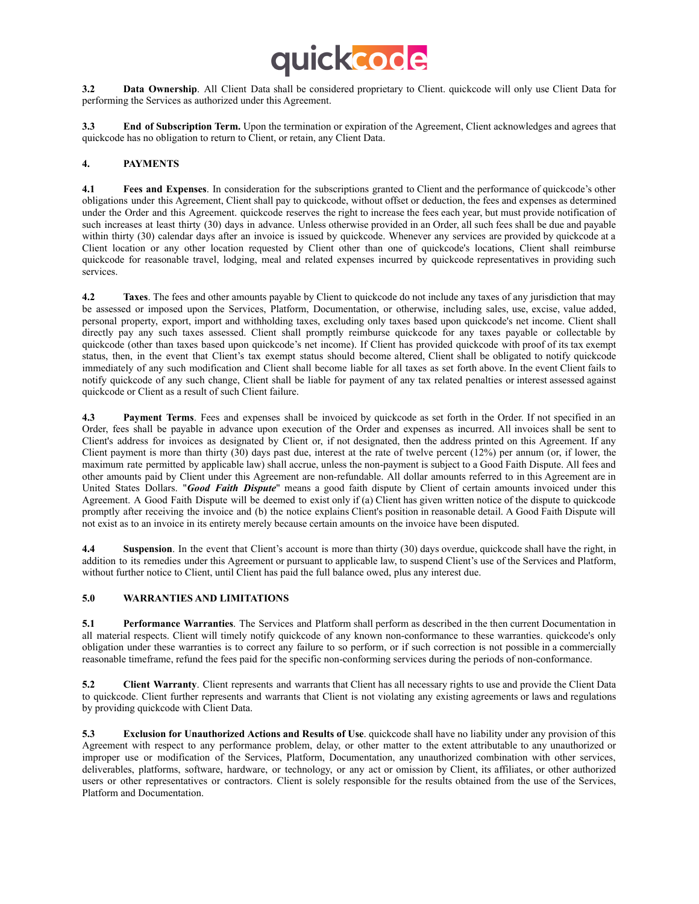**3.2 Data Ownership**. All Client Data shall be considered proprietary to Client. quickcode will only use Client Data for performing the Services as authorized under this Agreement.

**3.3 End of Subscription Term.** Upon the termination or expiration of the Agreement, Client acknowledges and agrees that quickcode has no obligation to return to Client, or retain, any Client Data.

## 4. PAYMENTS

**4.1 Fees and Expenses**. In consideration for the subscriptions granted to Client and the performance of quickcode's other obligations under this Agreement, Client shall pay to quickcode, without offset or deduction, the fees and expenses as determined under the Order and this Agreement. quickcode reserves the right to increase the fees each year, but must provide notification of such increases at least thirty (30) days in advance. Unless otherwise provided in an Order, all such fees shall be due and payable within thirty (30) calendar days after an invoice is issued by quickcode. Whenever any services are provided by quickcode at a Client location or any other location requested by Client other than one of quickcode's locations, Client shall reimburse quickcode for reasonable travel, lodging, meal and related expenses incurred by quickcode representatives in providing such services.

**4.2 Taxes**. The fees and other amounts payable by Client to quickcode do not include any taxes of any jurisdiction that may be assessed or imposed upon the Services, Platform, Documentation, or otherwise, including sales, use, excise, value added, personal property, export, import and withholding taxes, excluding only taxes based upon quickcode's net income. Client shall directly pay any such taxes assessed. Client shall promptly reimburse quickcode for any taxes payable or collectable by quickcode (other than taxes based upon quickcode's net income). If Client has provided quickcode with proof of its tax exempt status, then, in the event that Client's tax exempt status should become altered, Client shall be obligated to notify quickcode immediately of any such modification and Client shall become liable for all taxes as set forth above. In the event Client fails to notify quickcode of any such change, Client shall be liable for payment of any tax related penalties or interest assessed against quickcode or Client as a result of such Client failure.

**4.3 Payment Terms**. Fees and expenses shall be invoiced by quickcode as set forth in the Order. If not specified in an Order, fees shall be payable in advance upon execution of the Order and expenses as incurred. All invoices shall be sent to Client's address for invoices as designated by Client or, if not designated, then the address printed on this Agreement. If any Client payment is more than thirty (30) days past due, interest at the rate of twelve percent (12%) per annum (or, if lower, the maximum rate permitted by applicable law) shall accrue, unless the non-payment is subject to a Good Faith Dispute. All fees and other amounts paid by Client under this Agreement are non-refundable. All dollar amounts referred to in this Agreement are in United States Dollars. "***Good Faith Dispute***" means a good faith dispute by Client of certain amounts invoiced under this Agreement. A Good Faith Dispute will be deemed to exist only if (a) Client has given written notice of the dispute to quickcode promptly after receiving the invoice and (b) the notice explains Client's position in reasonable detail. A Good Faith Dispute will not exist as to an invoice in its entirety merely because certain amounts on the invoice have been disputed.

**4.4 Suspension**. In the event that Client's account is more than thirty (30) days overdue, quickcode shall have the right, in addition to its remedies under this Agreement or pursuant to applicable law, to suspend Client's use of the Services and Platform, without further notice to Client, until Client has paid the full balance owed, plus any interest due.

## 5.0 WARRANTIES AND LIMITATIONS

**5.1 Performance Warranties**. The Services and Platform shall perform as described in the then current Documentation in all material respects. Client will timely notify quickcode of any known non-conformance to these warranties. quickcode's only obligation under these warranties is to correct any failure to so perform, or if such correction is not possible in a commercially reasonable timeframe, refund the fees paid for the specific non-conforming services during the periods of non-conformance.

**5.2 Client Warranty**. Client represents and warrants that Client has all necessary rights to use and provide the Client Data to quickcode. Client further represents and warrants that Client is not violating any existing agreements or laws and regulations by providing quickcode with Client Data.

**5.3 Exclusion for Unauthorized Actions and Results of Use**. quickcode shall have no liability under any provision of this Agreement with respect to any performance problem, delay, or other matter to the extent attributable to any unauthorized or improper use or modification of the Services, Platform, Documentation, any unauthorized combination with other services, deliverables, platforms, software, hardware, or technology, or any act or omission by Client, its affiliates, or other authorized users or other representatives or contractors. Client is solely responsible for the results obtained from the use of the Services, Platform and Documentation.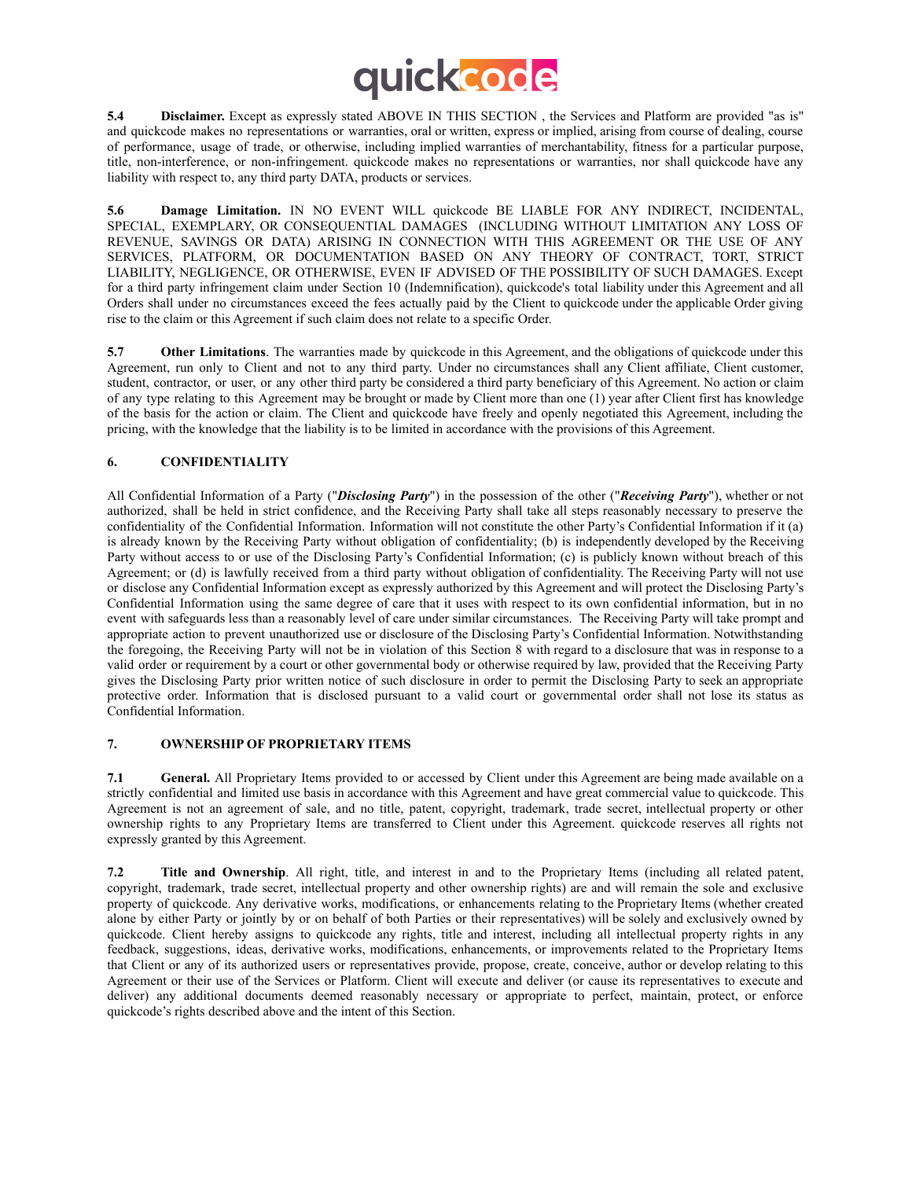**5.4 Disclaimer.** Except as expressly stated ABOVE IN THIS SECTION , the Services and Platform are provided "as is" and quickcode makes no representations or warranties, oral or written, express or implied, arising from course of dealing, course of performance, usage of trade, or otherwise, including implied warranties of merchantability, fitness for a particular purpose, title, non-interference, or non-infringement. quickcode makes no representations or warranties, nor shall quickcode have any liability with respect to, any third party DATA, products or services.

**5.6 Damage Limitation.** IN NO EVENT WILL quickcode BE LIABLE FOR ANY INDIRECT, INCIDENTAL, SPECIAL, EXEMPLARY, OR CONSEQUENTIAL DAMAGES (INCLUDING WITHOUT LIMITATION ANY LOSS OF REVENUE, SAVINGS OR DATA) ARISING IN CONNECTION WITH THIS AGREEMENT OR THE USE OF ANY SERVICES, PLATFORM, OR DOCUMENTATION BASED ON ANY THEORY OF CONTRACT, TORT, STRICT LIABILITY, NEGLIGENCE, OR OTHERWISE, EVEN IF ADVISED OF THE POSSIBILITY OF SUCH DAMAGES. Except for a third party infringement claim under Section 10 (Indemnification), quickcode's total liability under this Agreement and all Orders shall under no circumstances exceed the fees actually paid by the Client to quickcode under the applicable Order giving rise to the claim or this Agreement if such claim does not relate to a specific Order.

**5.7 Other Limitations**. The warranties made by quickcode in this Agreement, and the obligations of quickcode under this Agreement, run only to Client and not to any third party. Under no circumstances shall any Client affiliate, Client customer, student, contractor, or user, or any other third party be considered a third party beneficiary of this Agreement. No action or claim of any type relating to this Agreement may be brought or made by Client more than one (1) year after Client first has knowledge of the basis for the action or claim. The Client and quickcode have freely and openly negotiated this Agreement, including the pricing, with the knowledge that the liability is to be limited in accordance with the provisions of this Agreement.

## 6. CONFIDENTIALITY

All Confidential Information of a Party ("***Disclosing Party***") in the possession of the other ("***Receiving Party***"), whether or not authorized, shall be held in strict confidence, and the Receiving Party shall take all steps reasonably necessary to preserve the confidentiality of the Confidential Information. Information will not constitute the other Party's Confidential Information if it (a) is already known by the Receiving Party without obligation of confidentiality; (b) is independently developed by the Receiving Party without access to or use of the Disclosing Party's Confidential Information; (c) is publicly known without breach of this Agreement; or (d) is lawfully received from a third party without obligation of confidentiality. The Receiving Party will not use or disclose any Confidential Information except as expressly authorized by this Agreement and will protect the Disclosing Party's Confidential Information using the same degree of care that it uses with respect to its own confidential information, but in no event with safeguards less than a reasonably level of care under similar circumstances. The Receiving Party will take prompt and appropriate action to prevent unauthorized use or disclosure of the Disclosing Party's Confidential Information. Notwithstanding the foregoing, the Receiving Party will not be in violation of this Section 8 with regard to a disclosure that was in response to a valid order or requirement by a court or other governmental body or otherwise required by law, provided that the Receiving Party gives the Disclosing Party prior written notice of such disclosure in order to permit the Disclosing Party to seek an appropriate protective order. Information that is disclosed pursuant to a valid court or governmental order shall not lose its status as Confidential Information.

## 7. OWNERSHIP OF PROPRIETARY ITEMS

**7.1 General.** All Proprietary Items provided to or accessed by Client under this Agreement are being made available on a strictly confidential and limited use basis in accordance with this Agreement and have great commercial value to quickcode. This Agreement is not an agreement of sale, and no title, patent, copyright, trademark, trade secret, intellectual property or other ownership rights to any Proprietary Items are transferred to Client under this Agreement. quickcode reserves all rights not expressly granted by this Agreement.

**7.2 Title and Ownership**. All right, title, and interest in and to the Proprietary Items (including all related patent, copyright, trademark, trade secret, intellectual property and other ownership rights) are and will remain the sole and exclusive property of quickcode. Any derivative works, modifications, or enhancements relating to the Proprietary Items (whether created alone by either Party or jointly by or on behalf of both Parties or their representatives) will be solely and exclusively owned by quickcode. Client hereby assigns to quickcode any rights, title and interest, including all intellectual property rights in any feedback, suggestions, ideas, derivative works, modifications, enhancements, or improvements related to the Proprietary Items that Client or any of its authorized users or representatives provide, propose, create, conceive, author or develop relating to this Agreement or their use of the Services or Platform. Client will execute and deliver (or cause its representatives to execute and deliver) any additional documents deemed reasonably necessary or appropriate to perfect, maintain, protect, or enforce quickcode's rights described above and the intent of this Section.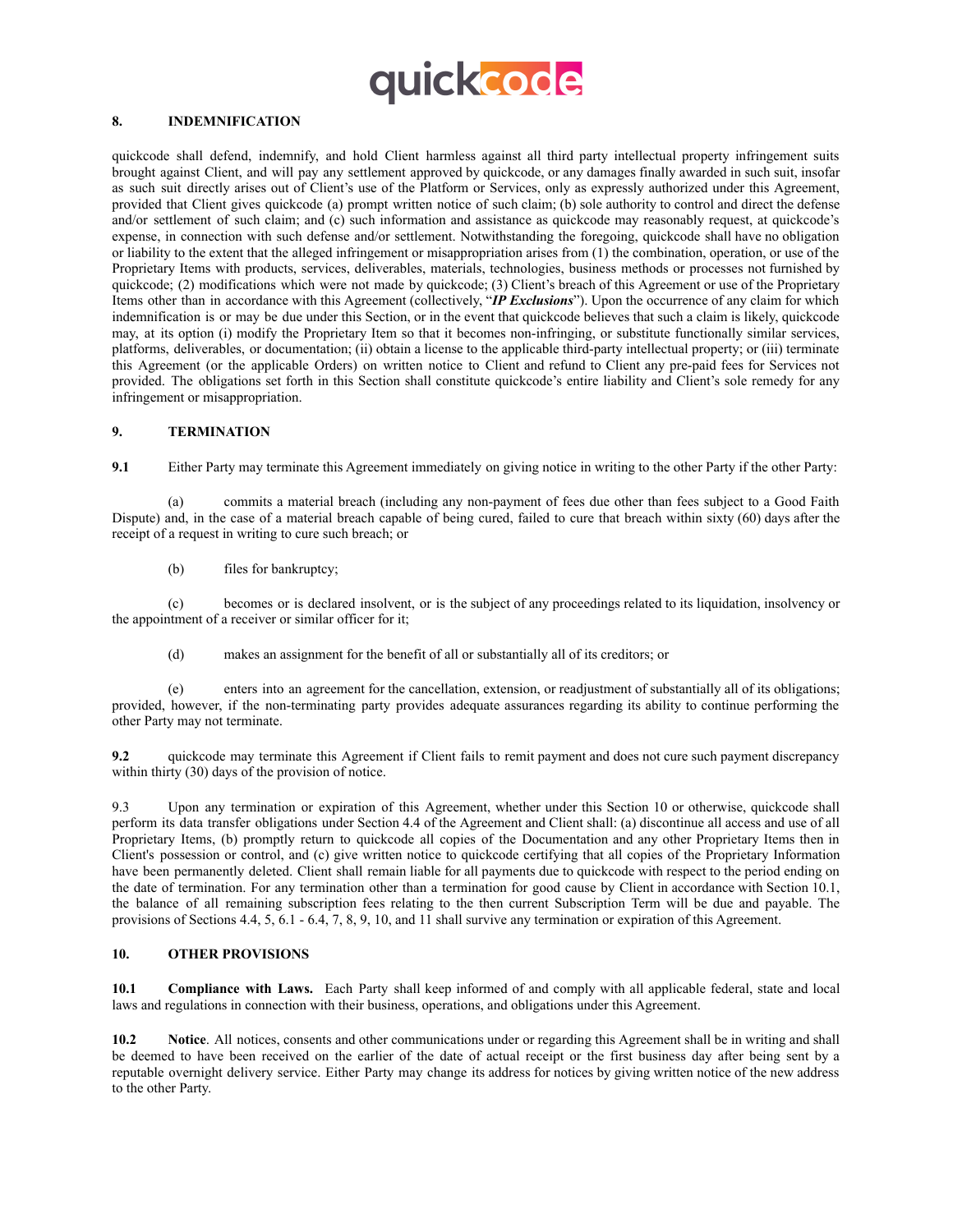## 8. INDEMNIFICATION

quickcode shall defend, indemnify, and hold Client harmless against all third party intellectual property infringement suits brought against Client, and will pay any settlement approved by quickcode, or any damages finally awarded in such suit, insofar as such suit directly arises out of Client's use of the Platform or Services, only as expressly authorized under this Agreement, provided that Client gives quickcode (a) prompt written notice of such claim; (b) sole authority to control and direct the defense and/or settlement of such claim; and (c) such information and assistance as quickcode may reasonably request, at quickcode's expense, in connection with such defense and/or settlement. Notwithstanding the foregoing, quickcode shall have no obligation or liability to the extent that the alleged infringement or misappropriation arises from (1) the combination, operation, or use of the Proprietary Items with products, services, deliverables, materials, technologies, business methods or processes not furnished by quickcode; (2) modifications which were not made by quickcode; (3) Client's breach of this Agreement or use of the Proprietary Items other than in accordance with this Agreement (collectively, "***IP Exclusions***"). Upon the occurrence of any claim for which indemnification is or may be due under this Section, or in the event that quickcode believes that such a claim is likely, quickcode may, at its option (i) modify the Proprietary Item so that it becomes non-infringing, or substitute functionally similar services, platforms, deliverables, or documentation; (ii) obtain a license to the applicable third-party intellectual property; or (iii) terminate this Agreement (or the applicable Orders) on written notice to Client and refund to Client any pre-paid fees for Services not provided. The obligations set forth in this Section shall constitute quickcode's entire liability and Client's sole remedy for any infringement or misappropriation.

## 9. TERMINATION

**9.1** Either Party may terminate this Agreement immediately on giving notice in writing to the other Party if the other Party:

(a) commits a material breach (including any non-payment of fees due other than fees subject to a Good Faith Dispute) and, in the case of a material breach capable of being cured, failed to cure that breach within sixty (60) days after the receipt of a request in writing to cure such breach; or

(b) files for bankruptcy;

(c) becomes or is declared insolvent, or is the subject of any proceedings related to its liquidation, insolvency or the appointment of a receiver or similar officer for it;

(d) makes an assignment for the benefit of all or substantially all of its creditors; or

(e) enters into an agreement for the cancellation, extension, or readjustment of substantially all of its obligations; provided, however, if the non-terminating party provides adequate assurances regarding its ability to continue performing the other Party may not terminate.

**9.2** quickcode may terminate this Agreement if Client fails to remit payment and does not cure such payment discrepancy within thirty (30) days of the provision of notice.

9.3 Upon any termination or expiration of this Agreement, whether under this Section 10 or otherwise, quickcode shall perform its data transfer obligations under Section 4.4 of the Agreement and Client shall: (a) discontinue all access and use of all Proprietary Items, (b) promptly return to quickcode all copies of the Documentation and any other Proprietary Items then in Client's possession or control, and (c) give written notice to quickcode certifying that all copies of the Proprietary Information have been permanently deleted. Client shall remain liable for all payments due to quickcode with respect to the period ending on the date of termination. For any termination other than a termination for good cause by Client in accordance with Section 10.1, the balance of all remaining subscription fees relating to the then current Subscription Term will be due and payable. The provisions of Sections 4.4, 5, 6.1 - 6.4, 7, 8, 9, 10, and 11 shall survive any termination or expiration of this Agreement.

## 10. OTHER PROVISIONS

**10.1 Compliance with Laws.** Each Party shall keep informed of and comply with all applicable federal, state and local laws and regulations in connection with their business, operations, and obligations under this Agreement.

**10.2 Notice**. All notices, consents and other communications under or regarding this Agreement shall be in writing and shall be deemed to have been received on the earlier of the date of actual receipt or the first business day after being sent by a reputable overnight delivery service. Either Party may change its address for notices by giving written notice of the new address to the other Party.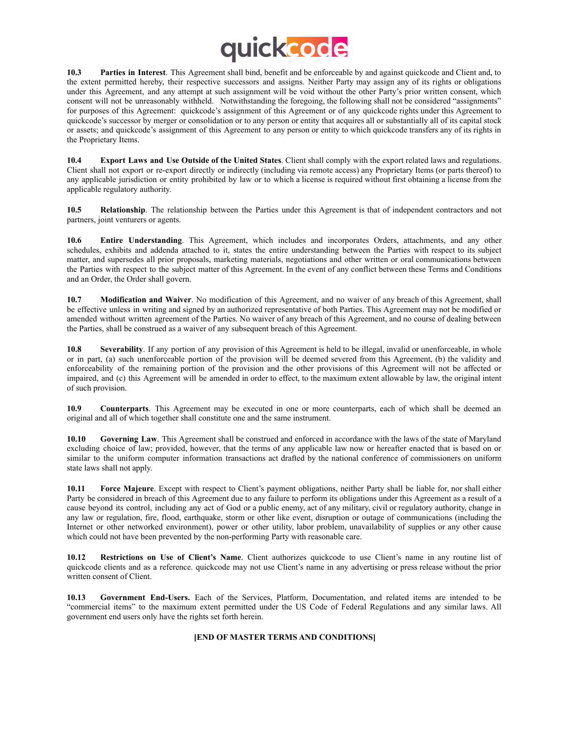**10.3 Parties in Interest**. This Agreement shall bind, benefit and be enforceable by and against quickcode and Client and, to the extent permitted hereby, their respective successors and assigns. Neither Party may assign any of its rights or obligations under this Agreement, and any attempt at such assignment will be void without the other Party's prior written consent, which consent will not be unreasonably withheld. Notwithstanding the foregoing, the following shall not be considered "assignments" for purposes of this Agreement: quickcode's assignment of this Agreement or of any quickcode rights under this Agreement to quickcode's successor by merger or consolidation or to any person or entity that acquires all or substantially all of its capital stock or assets; and quickcode's assignment of this Agreement to any person or entity to which quickcode transfers any of its rights in the Proprietary Items.

**10.4 Export Laws and Use Outside of the United States**. Client shall comply with the export related laws and regulations. Client shall not export or re-export directly or indirectly (including via remote access) any Proprietary Items (or parts thereof) to any applicable jurisdiction or entity prohibited by law or to which a license is required without first obtaining a license from the applicable regulatory authority.

**10.5 Relationship**. The relationship between the Parties under this Agreement is that of independent contractors and not partners, joint venturers or agents.

**10.6 Entire Understanding**. This Agreement, which includes and incorporates Orders, attachments, and any other schedules, exhibits and addenda attached to it, states the entire understanding between the Parties with respect to its subject matter, and supersedes all prior proposals, marketing materials, negotiations and other written or oral communications between the Parties with respect to the subject matter of this Agreement. In the event of any conflict between these Terms and Conditions and an Order, the Order shall govern.

**10.7 Modification and Waiver**. No modification of this Agreement, and no waiver of any breach of this Agreement, shall be effective unless in writing and signed by an authorized representative of both Parties. This Agreement may not be modified or amended without written agreement of the Parties. No waiver of any breach of this Agreement, and no course of dealing between the Parties, shall be construed as a waiver of any subsequent breach of this Agreement.

**10.8 Severability**. If any portion of any provision of this Agreement is held to be illegal, invalid or unenforceable, in whole or in part, (a) such unenforceable portion of the provision will be deemed severed from this Agreement, (b) the validity and enforceability of the remaining portion of the provision and the other provisions of this Agreement will not be affected or impaired, and (c) this Agreement will be amended in order to effect, to the maximum extent allowable by law, the original intent of such provision.

**10.9 Counterparts**. This Agreement may be executed in one or more counterparts, each of which shall be deemed an original and all of which together shall constitute one and the same instrument.

**10.10 Governing Law**. This Agreement shall be construed and enforced in accordance with the laws of the state of Maryland excluding choice of law; provided, however, that the terms of any applicable law now or hereafter enacted that is based on or similar to the uniform computer information transactions act drafted by the national conference of commissioners on uniform state laws shall not apply.

**10.11 Force Majeure**. Except with respect to Client's payment obligations, neither Party shall be liable for, nor shall either Party be considered in breach of this Agreement due to any failure to perform its obligations under this Agreement as a result of a cause beyond its control, including any act of God or a public enemy, act of any military, civil or regulatory authority, change in any law or regulation, fire, flood, earthquake, storm or other like event, disruption or outage of communications (including the Internet or other networked environment), power or other utility, labor problem, unavailability of supplies or any other cause which could not have been prevented by the non-performing Party with reasonable care.

**10.12 Restrictions on Use of Client's Name**. Client authorizes quickcode to use Client's name in any routine list of quickcode clients and as a reference. quickcode may not use Client's name in any advertising or press release without the prior written consent of Client.

**10.13 Government End-Users.** Each of the Services, Platform, Documentation, and related items are intended to be "commercial items" to the maximum extent permitted under the US Code of Federal Regulations and any similar laws. All government end users only have the rights set forth herein.

**[END OF MASTER TERMS AND CONDITIONS]**